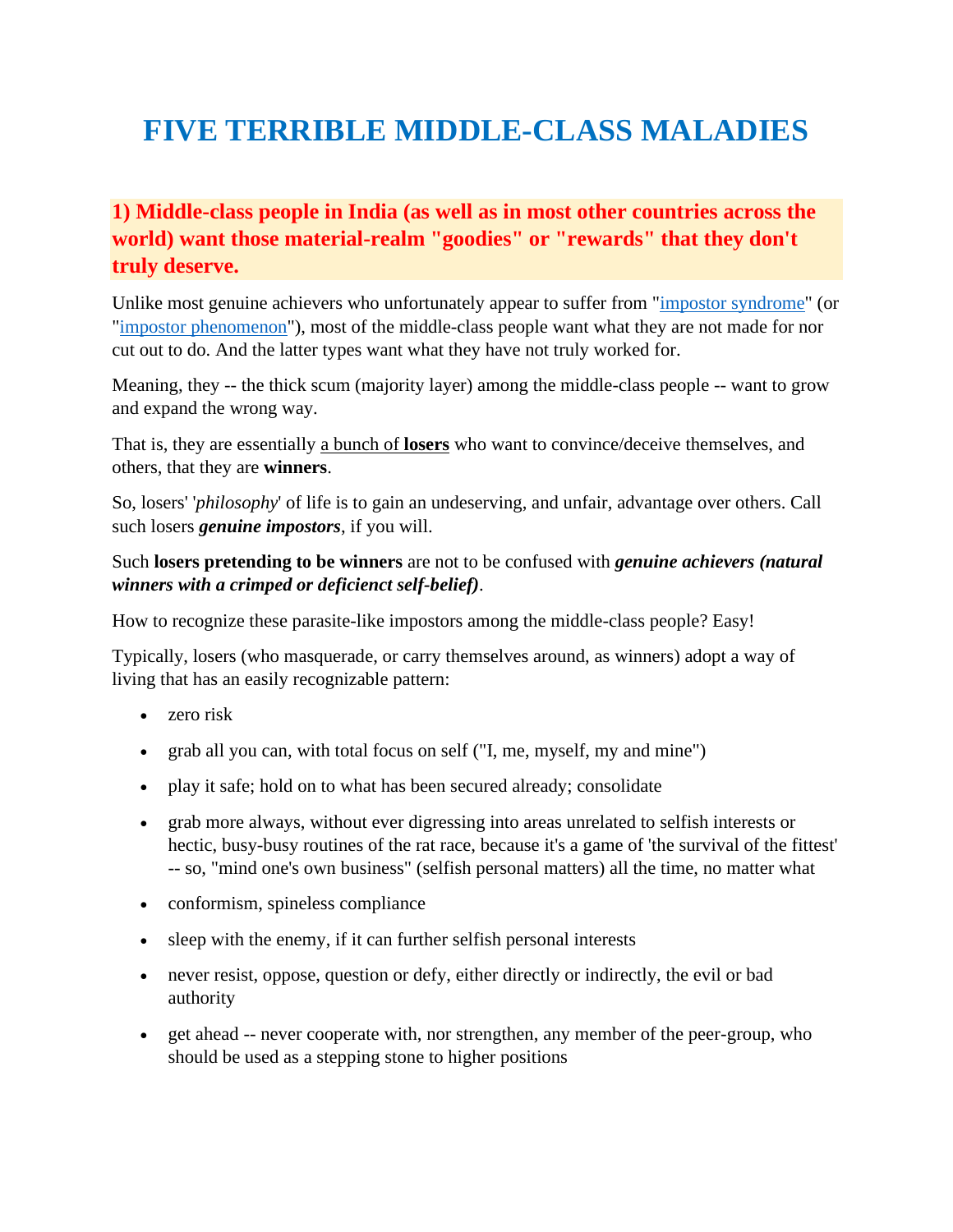# FIVE TERRIBLE MIDDLE-CLASS MALADIES

## 1) Middle-class people in India (as well as in most other countries across the world) want those material-realm "goodies" or "rewards" that they don't truly deserve.

Unlike most genuine achievers who unfortunately appear to suffer from "impostor syndrome" (or "impostor phenomenon"), most of the middle-class people want what they are not made for nor cut out to do. And the latter types want what they have not truly worked for.

Meaning, they -- the thick scum (majority layer) among the middle-class people -- want to grow and expand the wrong way.

That is, they are essentially a bunch of **losers** who want to convince/deceive themselves, and others, that they are **winners**.

So, losers' '*philosophy*' of life is to gain an undeserving, and unfair, advantage over others. Call such losers ***genuine impostors***, if you will.

Such **losers pretending to be winners** are not to be confused with ***genuine achievers (natural winners with a crimped or deficienct self-belief)***.

How to recognize these parasite-like impostors among the middle-class people? Easy!

Typically, losers (who masquerade, or carry themselves around, as winners) adopt a way of living that has an easily recognizable pattern:

- zero risk
- grab all you can, with total focus on self ("I, me, myself, my and mine")
- play it safe; hold on to what has been secured already; consolidate
- grab more always, without ever digressing into areas unrelated to selfish interests or hectic, busy-busy routines of the rat race, because it's a game of 'the survival of the fittest' -- so, "mind one's own business" (selfish personal matters) all the time, no matter what
- conformism, spineless compliance
- sleep with the enemy, if it can further selfish personal interests
- never resist, oppose, question or defy, either directly or indirectly, the evil or bad authority
- get ahead -- never cooperate with, nor strengthen, any member of the peer-group, who should be used as a stepping stone to higher positions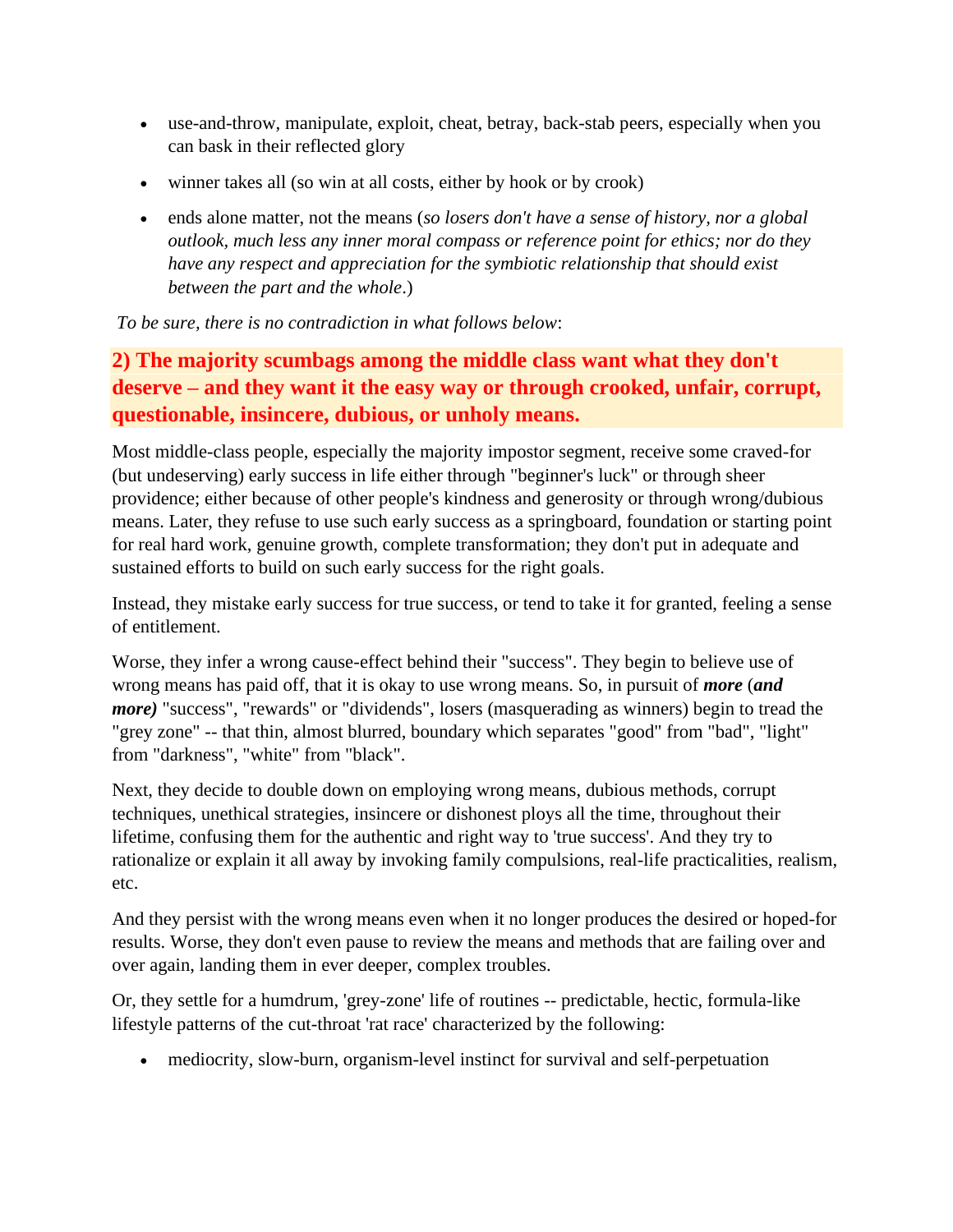- use-and-throw, manipulate, exploit, cheat, betray, back-stab peers, especially when you can bask in their reflected glory
- winner takes all (so win at all costs, either by hook or by crook)
- ends alone matter, not the means (*so losers don't have a sense of history, nor a global outlook, much less any inner moral compass or reference point for ethics; nor do they have any respect and appreciation for the symbiotic relationship that should exist between the part and the whole*.)

*To be sure, there is no contradiction in what follows below*:

## 2) The majority scumbags among the middle class want what they don't deserve – and they want it the easy way or through crooked, unfair, corrupt, questionable, insincere, dubious, or unholy means.

Most middle-class people, especially the majority impostor segment, receive some craved-for (but undeserving) early success in life either through "beginner's luck" or through sheer providence; either because of other people's kindness and generosity or through wrong/dubious means. Later, they refuse to use such early success as a springboard, foundation or starting point for real hard work, genuine growth, complete transformation; they don't put in adequate and sustained efforts to build on such early success for the right goals.

Instead, they mistake early success for true success, or tend to take it for granted, feeling a sense of entitlement.

Worse, they infer a wrong cause-effect behind their "success". They begin to believe use of wrong means has paid off, that it is okay to use wrong means. So, in pursuit of ***more*** (***and more)*** "success", "rewards" or "dividends", losers (masquerading as winners) begin to tread the "grey zone" -- that thin, almost blurred, boundary which separates "good" from "bad", "light" from "darkness", "white" from "black".

Next, they decide to double down on employing wrong means, dubious methods, corrupt techniques, unethical strategies, insincere or dishonest ploys all the time, throughout their lifetime, confusing them for the authentic and right way to 'true success'. And they try to rationalize or explain it all away by invoking family compulsions, real-life practicalities, realism, etc.

And they persist with the wrong means even when it no longer produces the desired or hoped-for results. Worse, they don't even pause to review the means and methods that are failing over and over again, landing them in ever deeper, complex troubles.

Or, they settle for a humdrum, 'grey-zone' life of routines -- predictable, hectic, formula-like lifestyle patterns of the cut-throat 'rat race' characterized by the following:

- mediocrity, slow-burn, organism-level instinct for survival and self-perpetuation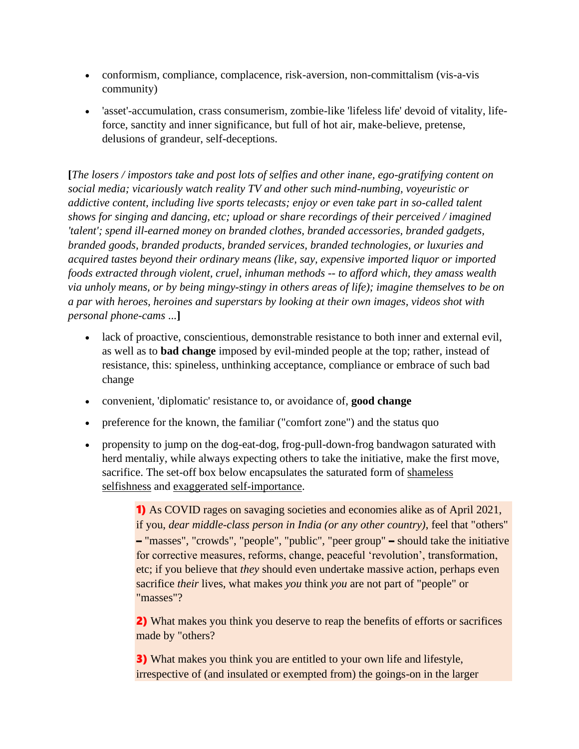- conformism, compliance, complacence, risk-aversion, non-committalism (vis-a-vis community)

- 'asset'-accumulation, crass consumerism, zombie-like 'lifeless life' devoid of vitality, life-force, sanctity and inner significance, but full of hot air, make-believe, pretense, delusions of grandeur, self-deceptions.

**[***The losers / impostors take and post lots of selfies and other inane, ego-gratifying content on social media; vicariously watch reality TV and other such mind-numbing, voyeuristic or addictive content, including live sports telecasts; enjoy or even take part in so-called talent shows for singing and dancing, etc; upload or share recordings of their perceived / imagined 'talent'; spend ill-earned money on branded clothes, branded accessories, branded gadgets, branded goods, branded products, branded services, branded technologies, or luxuries and acquired tastes beyond their ordinary means (like, say, expensive imported liquor or imported foods extracted through violent, cruel, inhuman methods -- to afford which, they amass wealth via unholy means, or by being mingy-stingy in others areas of life); imagine themselves to be on a par with heroes, heroines and superstars by looking at their own images, videos shot with personal phone-cams ...***]**

- lack of proactive, conscientious, demonstrable resistance to both inner and external evil, as well as to **bad change** imposed by evil-minded people at the top; rather, instead of resistance, this: spineless, unthinking acceptance, compliance or embrace of such bad change

- convenient, 'diplomatic' resistance to, or avoidance of, **good change**

- preference for the known, the familiar ("comfort zone") and the status quo

- propensity to jump on the dog-eat-dog, frog-pull-down-frog bandwagon saturated with herd mentaliy, while always expecting others to take the initiative, make the first move, sacrifice. The set-off box below encapsulates the saturated form of shameless selfishness and exaggerated self-importance.

> **1)** As COVID rages on savaging societies and economies alike as of April 2021, if you, *dear middle-class person in India (or any other country)*, feel that "others" **–** "masses", "crowds", "people", "public", "peer group" **–** should take the initiative for corrective measures, reforms, change, peaceful 'revolution', transformation, etc; if you believe that *they* should even undertake massive action, perhaps even sacrifice *their* lives, what makes *you* think *you* are not part of "people" or "masses"?
>
> **2)** What makes you think you deserve to reap the benefits of efforts or sacrifices made by "others?
>
> **3)** What makes you think you are entitled to your own life and lifestyle, irrespective of (and insulated or exempted from) the goings-on in the larger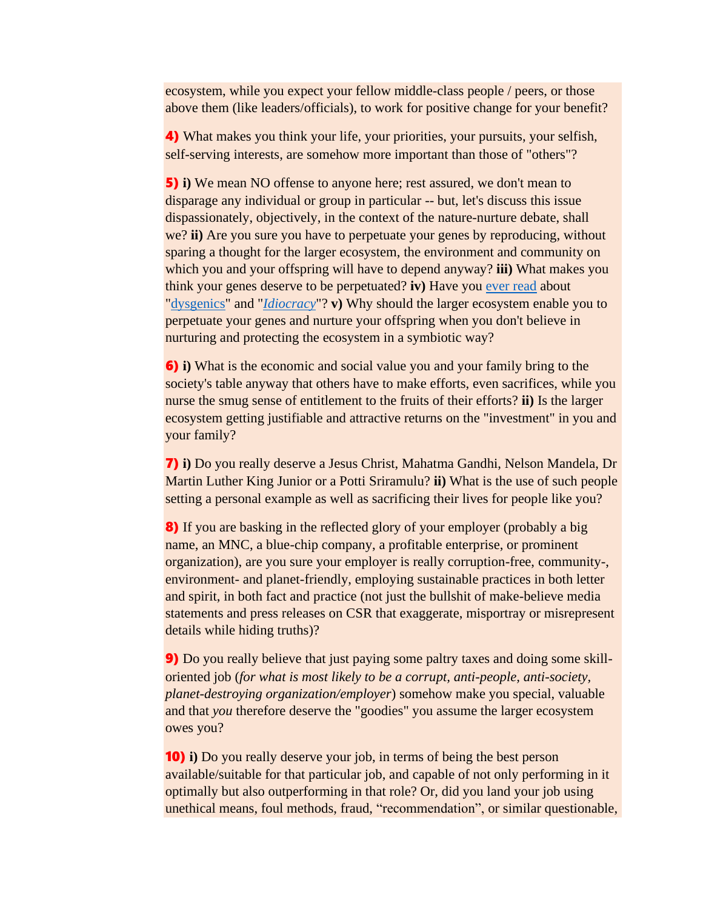ecosystem, while you expect your fellow middle-class people / peers, or those above them (like leaders/officials), to work for positive change for your benefit?

**4)** What makes you think your life, your priorities, your pursuits, your selfish, self-serving interests, are somehow more important than those of "others"?

**5)** **i)** We mean NO offense to anyone here; rest assured, we don't mean to disparage any individual or group in particular -- but, let's discuss this issue dispassionately, objectively, in the context of the nature-nurture debate, shall we? **ii)** Are you sure you have to perpetuate your genes by reproducing, without sparing a thought for the larger ecosystem, the environment and community on which you and your offspring will have to depend anyway? **iii)** What makes you think your genes deserve to be perpetuated? **iv)** Have you ever read about "dysgenics" and "*Idiocracy*"? **v)** Why should the larger ecosystem enable you to perpetuate your genes and nurture your offspring when you don't believe in nurturing and protecting the ecosystem in a symbiotic way?

**6)** **i)** What is the economic and social value you and your family bring to the society's table anyway that others have to make efforts, even sacrifices, while you nurse the smug sense of entitlement to the fruits of their efforts? **ii)** Is the larger ecosystem getting justifiable and attractive returns on the "investment" in you and your family?

**7)** **i)** Do you really deserve a Jesus Christ, Mahatma Gandhi, Nelson Mandela, Dr Martin Luther King Junior or a Potti Sriramulu? **ii)** What is the use of such people setting a personal example as well as sacrificing their lives for people like you?

**8)** If you are basking in the reflected glory of your employer (probably a big name, an MNC, a blue-chip company, a profitable enterprise, or prominent organization), are you sure your employer is really corruption-free, community-, environment- and planet-friendly, employing sustainable practices in both letter and spirit, in both fact and practice (not just the bullshit of make-believe media statements and press releases on CSR that exaggerate, misportray or misrepresent details while hiding truths)?

**9)** Do you really believe that just paying some paltry taxes and doing some skill-oriented job (*for what is most likely to be a corrupt, anti-people, anti-society, planet-destroying organization/employer*) somehow make you special, valuable and that *you* therefore deserve the "goodies" you assume the larger ecosystem owes you?

**10)** **i)** Do you really deserve your job, in terms of being the best person available/suitable for that particular job, and capable of not only performing in it optimally but also outperforming in that role? Or, did you land your job using unethical means, foul methods, fraud, "recommendation", or similar questionable,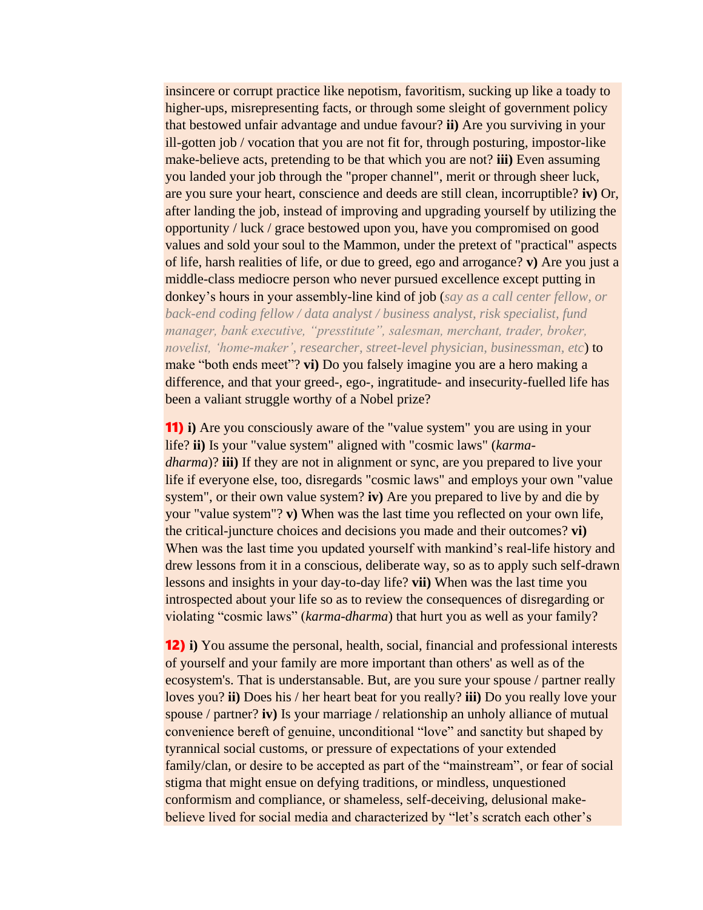insincere or corrupt practice like nepotism, favoritism, sucking up like a toady to higher-ups, misrepresenting facts, or through some sleight of government policy that bestowed unfair advantage and undue favour? **ii)** Are you surviving in your ill-gotten job / vocation that you are not fit for, through posturing, impostor-like make-believe acts, pretending to be that which you are not? **iii)** Even assuming you landed your job through the "proper channel", merit or through sheer luck, are you sure your heart, conscience and deeds are still clean, incorruptible? **iv)** Or, after landing the job, instead of improving and upgrading yourself by utilizing the opportunity / luck / grace bestowed upon you, have you compromised on good values and sold your soul to the Mammon, under the pretext of "practical" aspects of life, harsh realities of life, or due to greed, ego and arrogance? **v)** Are you just a middle-class mediocre person who never pursued excellence except putting in donkey's hours in your assembly-line kind of job (*say as a call center fellow, or back-end coding fellow / data analyst / business analyst, risk specialist, fund manager, bank executive, "presstitute", salesman, merchant, trader, broker, novelist, 'home-maker', researcher, street-level physician, businessman, etc*) to make "both ends meet"? **vi)** Do you falsely imagine you are a hero making a difference, and that your greed-, ego-, ingratitude- and insecurity-fuelled life has been a valiant struggle worthy of a Nobel prize?

**11)** **i)** Are you consciously aware of the "value system" you are using in your life? **ii)** Is your "value system" aligned with "cosmic laws" (*karma-dharma*)? **iii)** If they are not in alignment or sync, are you prepared to live your life if everyone else, too, disregards "cosmic laws" and employs your own "value system", or their own value system? **iv)** Are you prepared to live by and die by your "value system"? **v)** When was the last time you reflected on your own life, the critical-juncture choices and decisions you made and their outcomes? **vi)** When was the last time you updated yourself with mankind's real-life history and drew lessons from it in a conscious, deliberate way, so as to apply such self-drawn lessons and insights in your day-to-day life? **vii)** When was the last time you introspected about your life so as to review the consequences of disregarding or violating "cosmic laws" (*karma-dharma*) that hurt you as well as your family?

**12)** **i)** You assume the personal, health, social, financial and professional interests of yourself and your family are more important than others' as well as of the ecosystem's. That is understansable. But, are you sure your spouse / partner really loves you? **ii)** Does his / her heart beat for you really? **iii)** Do you really love your spouse / partner? **iv)** Is your marriage / relationship an unholy alliance of mutual convenience bereft of genuine, unconditional "love" and sanctity but shaped by tyrannical social customs, or pressure of expectations of your extended family/clan, or desire to be accepted as part of the "mainstream", or fear of social stigma that might ensue on defying traditions, or mindless, unquestioned conformism and compliance, or shameless, self-deceiving, delusional make-believe lived for social media and characterized by "let's scratch each other's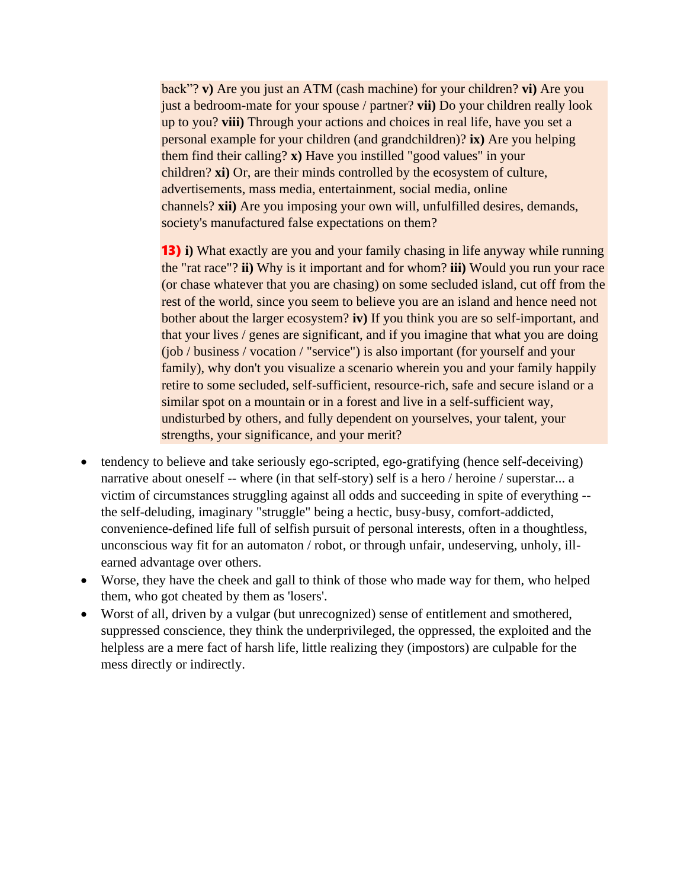back"? **v)** Are you just an ATM (cash machine) for your children? **vi)** Are you just a bedroom-mate for your spouse / partner? **vii)** Do your children really look up to you? **viii)** Through your actions and choices in real life, have you set a personal example for your children (and grandchildren)? **ix)** Are you helping them find their calling? **x)** Have you instilled "good values" in your children? **xi)** Or, are their minds controlled by the ecosystem of culture, advertisements, mass media, entertainment, social media, online channels? **xii)** Are you imposing your own will, unfulfilled desires, demands, society's manufactured false expectations on them?

**13)** **i)** What exactly are you and your family chasing in life anyway while running the "rat race"? **ii)** Why is it important and for whom? **iii)** Would you run your race (or chase whatever that you are chasing) on some secluded island, cut off from the rest of the world, since you seem to believe you are an island and hence need not bother about the larger ecosystem? **iv)** If you think you are so self-important, and that your lives / genes are significant, and if you imagine that what you are doing (job / business / vocation / "service") is also important (for yourself and your family), why don't you visualize a scenario wherein you and your family happily retire to some secluded, self-sufficient, resource-rich, safe and secure island or a similar spot on a mountain or in a forest and live in a self-sufficient way, undisturbed by others, and fully dependent on yourselves, your talent, your strengths, your significance, and your merit?

- tendency to believe and take seriously ego-scripted, ego-gratifying (hence self-deceiving) narrative about oneself -- where (in that self-story) self is a hero / heroine / superstar... a victim of circumstances struggling against all odds and succeeding in spite of everything -- the self-deluding, imaginary "struggle" being a hectic, busy-busy, comfort-addicted, convenience-defined life full of selfish pursuit of personal interests, often in a thoughtless, unconscious way fit for an automaton / robot, or through unfair, undeserving, unholy, ill-earned advantage over others.
- Worse, they have the cheek and gall to think of those who made way for them, who helped them, who got cheated by them as 'losers'.
- Worst of all, driven by a vulgar (but unrecognized) sense of entitlement and smothered, suppressed conscience, they think the underprivileged, the oppressed, the exploited and the helpless are a mere fact of harsh life, little realizing they (impostors) are culpable for the mess directly or indirectly.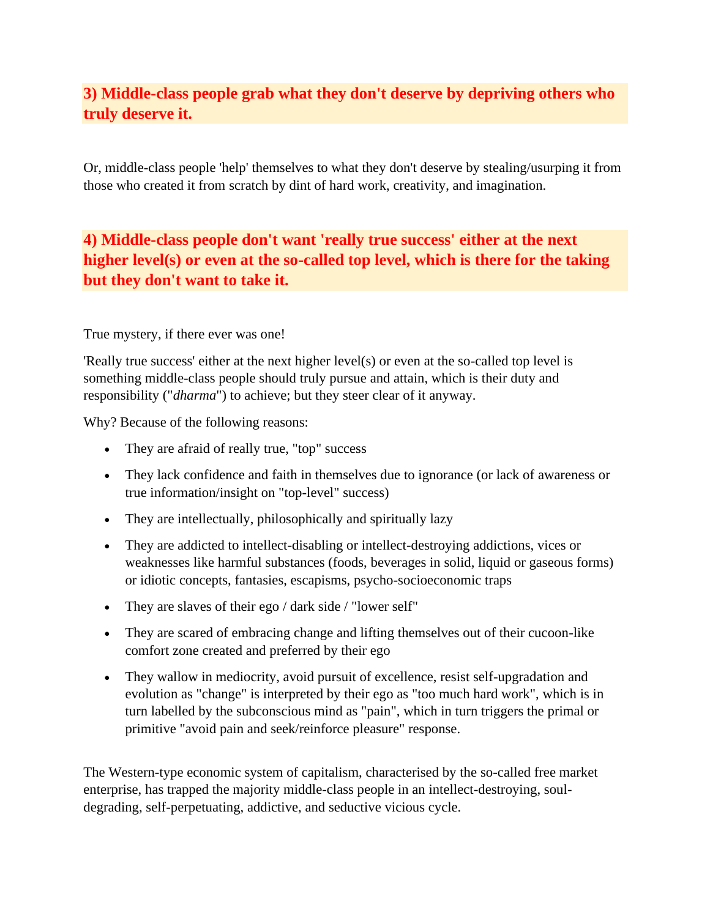### 3) Middle-class people grab what they don't deserve by depriving others who truly deserve it.

Or, middle-class people 'help' themselves to what they don't deserve by stealing/usurping it from those who created it from scratch by dint of hard work, creativity, and imagination.

### 4) Middle-class people don't want 'really true success' either at the next higher level(s) or even at the so-called top level, which is there for the taking but they don't want to take it.

True mystery, if there ever was one!

'Really true success' either at the next higher level(s) or even at the so-called top level is something middle-class people should truly pursue and attain, which is their duty and responsibility ("*dharma*") to achieve; but they steer clear of it anyway.

Why? Because of the following reasons:

- They are afraid of really true, "top" success
- They lack confidence and faith in themselves due to ignorance (or lack of awareness or true information/insight on "top-level" success)
- They are intellectually, philosophically and spiritually lazy
- They are addicted to intellect-disabling or intellect-destroying addictions, vices or weaknesses like harmful substances (foods, beverages in solid, liquid or gaseous forms) or idiotic concepts, fantasies, escapisms, psycho-socioeconomic traps
- They are slaves of their ego / dark side / "lower self"
- They are scared of embracing change and lifting themselves out of their cucoon-like comfort zone created and preferred by their ego
- They wallow in mediocrity, avoid pursuit of excellence, resist self-upgradation and evolution as "change" is interpreted by their ego as "too much hard work", which is in turn labelled by the subconscious mind as "pain", which in turn triggers the primal or primitive "avoid pain and seek/reinforce pleasure" response.

The Western-type economic system of capitalism, characterised by the so-called free market enterprise, has trapped the majority middle-class people in an intellect-destroying, soul-degrading, self-perpetuating, addictive, and seductive vicious cycle.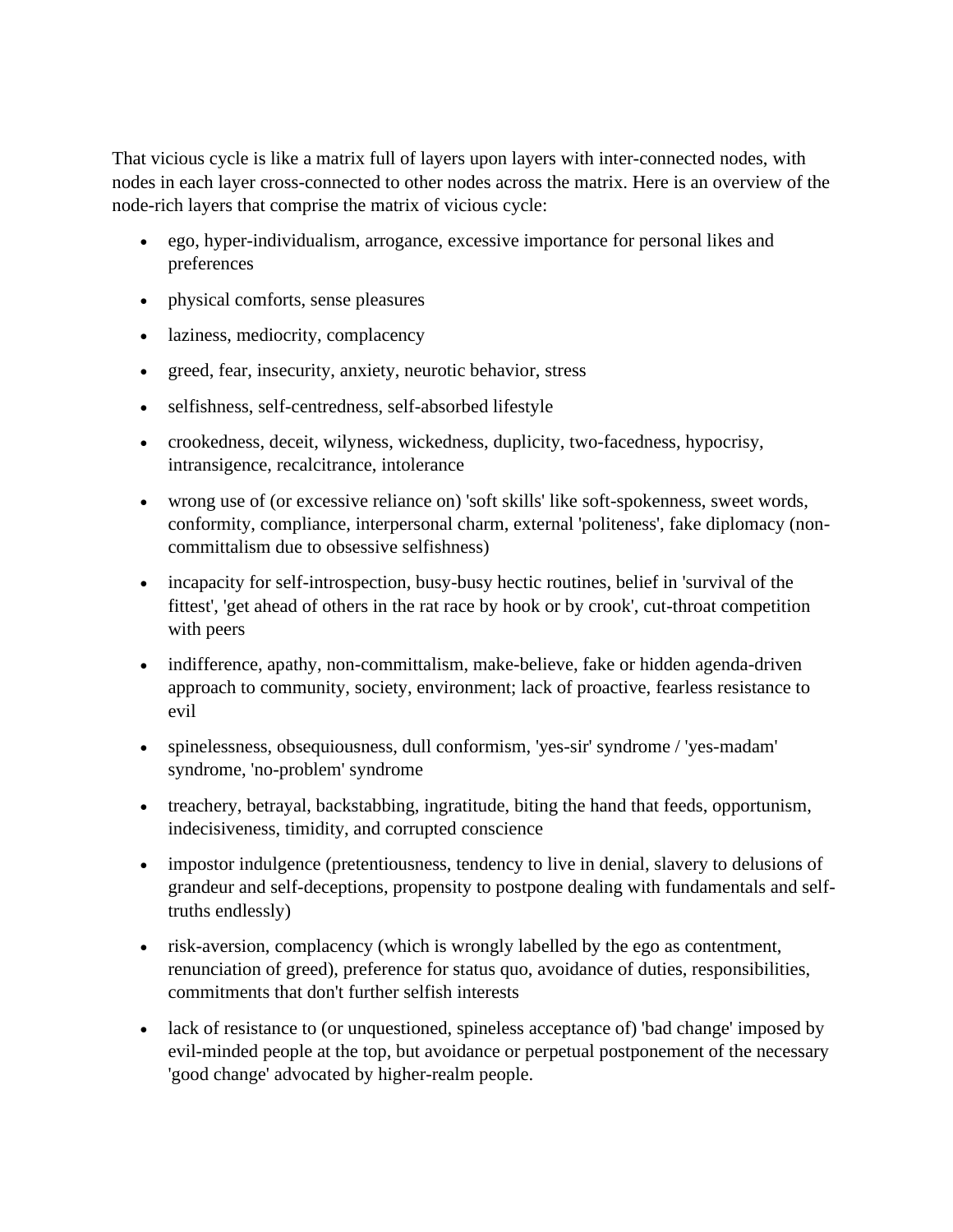That vicious cycle is like a matrix full of layers upon layers with inter-connected nodes, with nodes in each layer cross-connected to other nodes across the matrix. Here is an overview of the node-rich layers that comprise the matrix of vicious cycle:

- ego, hyper-individualism, arrogance, excessive importance for personal likes and preferences
- physical comforts, sense pleasures
- laziness, mediocrity, complacency
- greed, fear, insecurity, anxiety, neurotic behavior, stress
- selfishness, self-centredness, self-absorbed lifestyle
- crookedness, deceit, wilyness, wickedness, duplicity, two-facedness, hypocrisy, intransigence, recalcitrance, intolerance
- wrong use of (or excessive reliance on) 'soft skills' like soft-spokenness, sweet words, conformity, compliance, interpersonal charm, external 'politeness', fake diplomacy (non-committalism due to obsessive selfishness)
- incapacity for self-introspection, busy-busy hectic routines, belief in 'survival of the fittest', 'get ahead of others in the rat race by hook or by crook', cut-throat competition with peers
- indifference, apathy, non-committalism, make-believe, fake or hidden agenda-driven approach to community, society, environment; lack of proactive, fearless resistance to evil
- spinelessness, obsequiousness, dull conformism, 'yes-sir' syndrome / 'yes-madam' syndrome, 'no-problem' syndrome
- treachery, betrayal, backstabbing, ingratitude, biting the hand that feeds, opportunism, indecisiveness, timidity, and corrupted conscience
- impostor indulgence (pretentiousness, tendency to live in denial, slavery to delusions of grandeur and self-deceptions, propensity to postpone dealing with fundamentals and self-truths endlessly)
- risk-aversion, complacency (which is wrongly labelled by the ego as contentment, renunciation of greed), preference for status quo, avoidance of duties, responsibilities, commitments that don't further selfish interests
- lack of resistance to (or unquestioned, spineless acceptance of) 'bad change' imposed by evil-minded people at the top, but avoidance or perpetual postponement of the necessary 'good change' advocated by higher-realm people.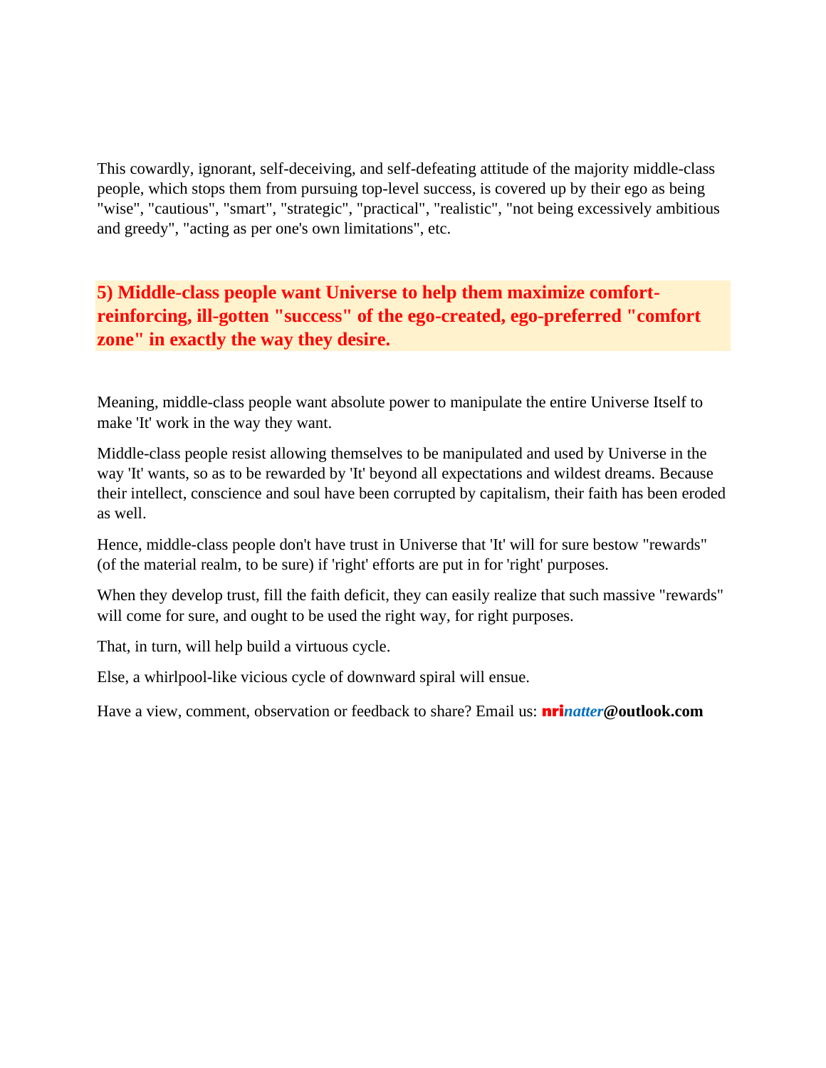This cowardly, ignorant, self-deceiving, and self-defeating attitude of the majority middle-class people, which stops them from pursuing top-level success, is covered up by their ego as being "wise", "cautious", "smart", "strategic", "practical", "realistic", "not being excessively ambitious and greedy", "acting as per one's own limitations", etc.

## 5) Middle-class people want Universe to help them maximize comfort-reinforcing, ill-gotten "success" of the ego-created, ego-preferred "comfort zone" in exactly the way they desire.

Meaning, middle-class people want absolute power to manipulate the entire Universe Itself to make 'It' work in the way they want.

Middle-class people resist allowing themselves to be manipulated and used by Universe in the way 'It' wants, so as to be rewarded by 'It' beyond all expectations and wildest dreams. Because their intellect, conscience and soul have been corrupted by capitalism, their faith has been eroded as well.

Hence, middle-class people don't have trust in Universe that 'It' will for sure bestow "rewards" (of the material realm, to be sure) if 'right' efforts are put in for 'right' purposes.

When they develop trust, fill the faith deficit, they can easily realize that such massive "rewards" will come for sure, and ought to be used the right way, for right purposes.

That, in turn, will help build a virtuous cycle.

Else, a whirlpool-like vicious cycle of downward spiral will ensue.

Have a view, comment, observation or feedback to share? Email us: **nri*natter*@outlook.com**